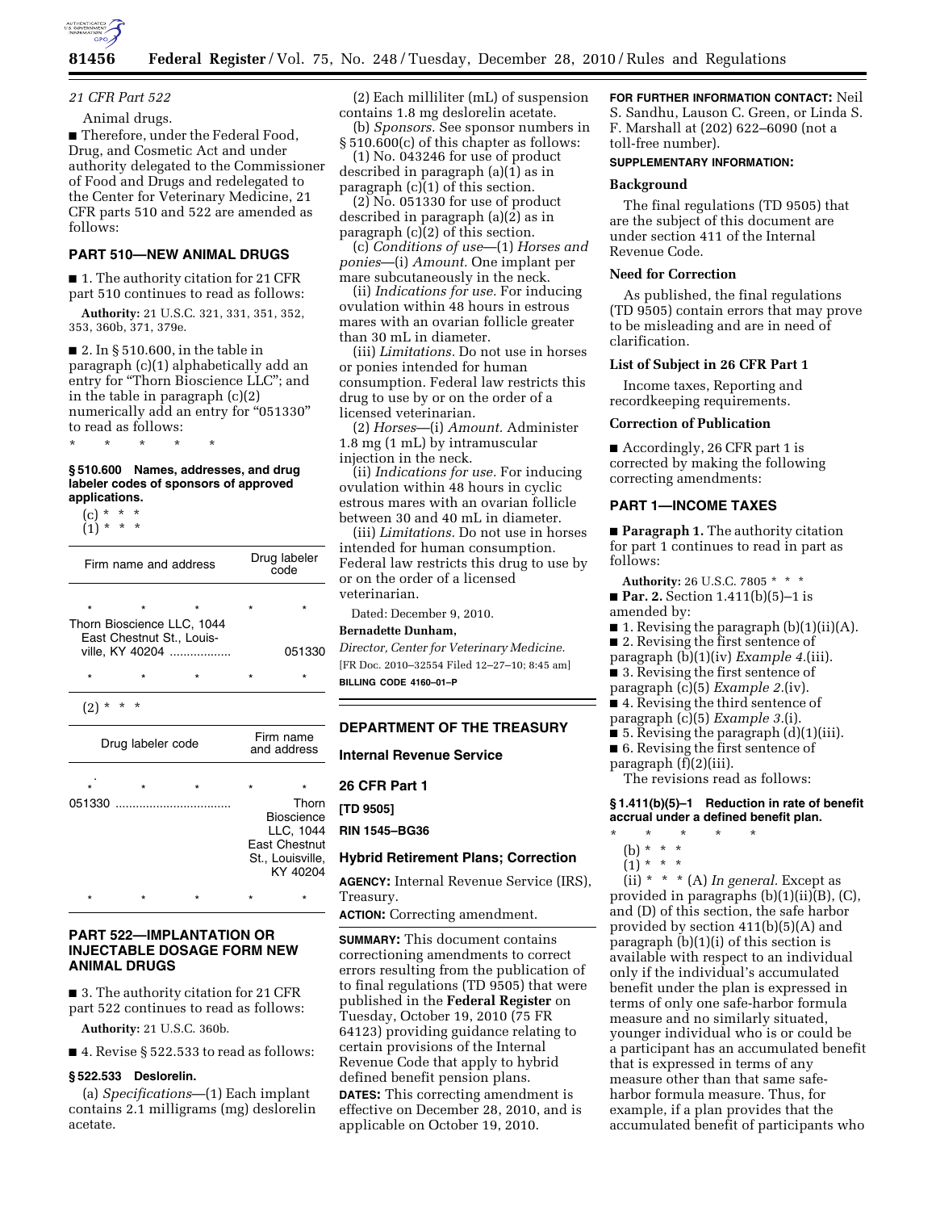*21 CFR Part 522*

Animal drugs.

■ Therefore, under the Federal Food, Drug, and Cosmetic Act and under authority delegated to the Commissioner of Food and Drugs and redelegated to the Center for Veterinary Medicine, 21 CFR parts 510 and 522 are amended as follows:

## PART 510—NEW ANIMAL DRUGS

■ 1. The authority citation for 21 CFR part 510 continues to read as follows:

**Authority:** 21 U.S.C. 321, 331, 351, 352, 353, 360b, 371, 379e.

■ 2. In § 510.600, in the table in paragraph (c)(1) alphabetically add an entry for "Thorn Bioscience LLC"; and in the table in paragraph (c)(2) numerically add an entry for "051330" to read as follows:

\* \* \* \* \*

### § 510.600 Names, addresses, and drug labeler codes of sponsors of approved applications.

(c) \* \* \*
(1) \* \* \*

| Firm name and address | Drug labeler code |
|---|---|
| \* \* \* | \* \* |
| Thorn Bioscience LLC, 1044 East Chestnut St., Louisville, KY 40204 .................. | 051330 |
| \* \* \* | \* \* |

(2) \* \* \*

| Drug labeler code | Firm name and address |
|---|---|
| \* \* \* | \* \* |
| 051330 ................................. | Thorn Bioscience LLC, 1044 East Chestnut St., Louisville, KY 40204 |
| \* \* \* | \* \* |

## PART 522—IMPLANTATION OR INJECTABLE DOSAGE FORM NEW ANIMAL DRUGS

■ 3. The authority citation for 21 CFR part 522 continues to read as follows:

**Authority:** 21 U.S.C. 360b.

■ 4. Revise § 522.533 to read as follows:

### § 522.533 Deslorelin.

(a) *Specifications*—(1) Each implant contains 2.1 milligrams (mg) deslorelin acetate.

(2) Each milliliter (mL) of suspension contains 1.8 mg deslorelin acetate.

(b) *Sponsors.* See sponsor numbers in § 510.600(c) of this chapter as follows:

(1) No. 043246 for use of product described in paragraph (a)(1) as in paragraph (c)(1) of this section.

(2) No. 051330 for use of product described in paragraph (a)(2) as in paragraph (c)(2) of this section.

(c) *Conditions of use*—(1) *Horses and ponies*—(i) *Amount.* One implant per mare subcutaneously in the neck.

(ii) *Indications for use.* For inducing ovulation within 48 hours in estrous mares with an ovarian follicle greater than 30 mL in diameter.

(iii) *Limitations.* Do not use in horses or ponies intended for human consumption. Federal law restricts this drug to use by or on the order of a licensed veterinarian.

(2) *Horses*—(i) *Amount.* Administer 1.8 mg (1 mL) by intramuscular injection in the neck.

(ii) *Indications for use.* For inducing ovulation within 48 hours in cyclic estrous mares with an ovarian follicle between 30 and 40 mL in diameter.

(iii) *Limitations.* Do not use in horses intended for human consumption. Federal law restricts this drug to use by or on the order of a licensed veterinarian.

Dated: December 9, 2010.

**Bernadette Dunham,**

*Director, Center for Veterinary Medicine.*

[FR Doc. 2010–32554 Filed 12–27–10; 8:45 am]

**BILLING CODE 4160–01–P**

## DEPARTMENT OF THE TREASURY

## Internal Revenue Service

## 26 CFR Part 1

**[TD 9505]**

**RIN 1545–BG36**

## Hybrid Retirement Plans; Correction

**AGENCY:** Internal Revenue Service (IRS), Treasury.

**ACTION:** Correcting amendment.

**SUMMARY:** This document contains correctiong amendments to correct errors resulting from the publication of to final regulations (TD 9505) that were published in the **Federal Register** on Tuesday, October 19, 2010 (75 FR 64123) providing guidance relating to certain provisions of the Internal Revenue Code that apply to hybrid defined benefit pension plans.

**DATES:** This correcting amendment is effective on December 28, 2010, and is applicable on October 19, 2010.

**FOR FURTHER INFORMATION CONTACT:** Neil S. Sandhu, Lauson C. Green, or Linda S. F. Marshall at (202) 622–6090 (not a toll-free number).

**SUPPLEMENTARY INFORMATION:**

### Background

The final regulations (TD 9505) that are the subject of this document are under section 411 of the Internal Revenue Code.

### Need for Correction

As published, the final regulations (TD 9505) contain errors that may prove to be misleading and are in need of clarification.

### List of Subject in 26 CFR Part 1

Income taxes, Reporting and recordkeeping requirements.

### Correction of Publication

■ Accordingly, 26 CFR part 1 is corrected by making the following correcting amendments:

## PART 1—INCOME TAXES

■ **Paragraph 1.** The authority citation for part 1 continues to read in part as follows:

**Authority:** 26 U.S.C. 7805 \* \* \*

■ **Par. 2.** Section 1.411(b)(5)–1 is amended by:

■ 1. Revising the paragraph (b)(1)(ii)(A).

■ 2. Revising the first sentence of paragraph (b)(1)(iv) *Example 4.*(iii).

■ 3. Revising the first sentence of paragraph (c)(5) *Example 2.*(iv).

■ 4. Revising the third sentence of paragraph (c)(5) *Example 3.*(i).

■ 5. Revising the paragraph (d)(1)(iii).

■ 6. Revising the first sentence of paragraph (f)(2)(iii).

The revisions read as follows:

### § 1.411(b)(5)–1 Reduction in rate of benefit accrual under a defined benefit plan.

\* \* \* \* \*

(b) \* \* \*
(1) \* \* \*

(ii) \* \* \* (A) *In general.* Except as provided in paragraphs (b)(1)(ii)(B), (C), and (D) of this section, the safe harbor provided by section 411(b)(5)(A) and paragraph (b)(1)(i) of this section is available with respect to an individual only if the individual's accumulated benefit under the plan is expressed in terms of only one safe-harbor formula measure and no similarly situated, younger individual who is or could be a participant has an accumulated benefit that is expressed in terms of any measure other than that same safe-harbor formula measure. Thus, for example, if a plan provides that the accumulated benefit of participants who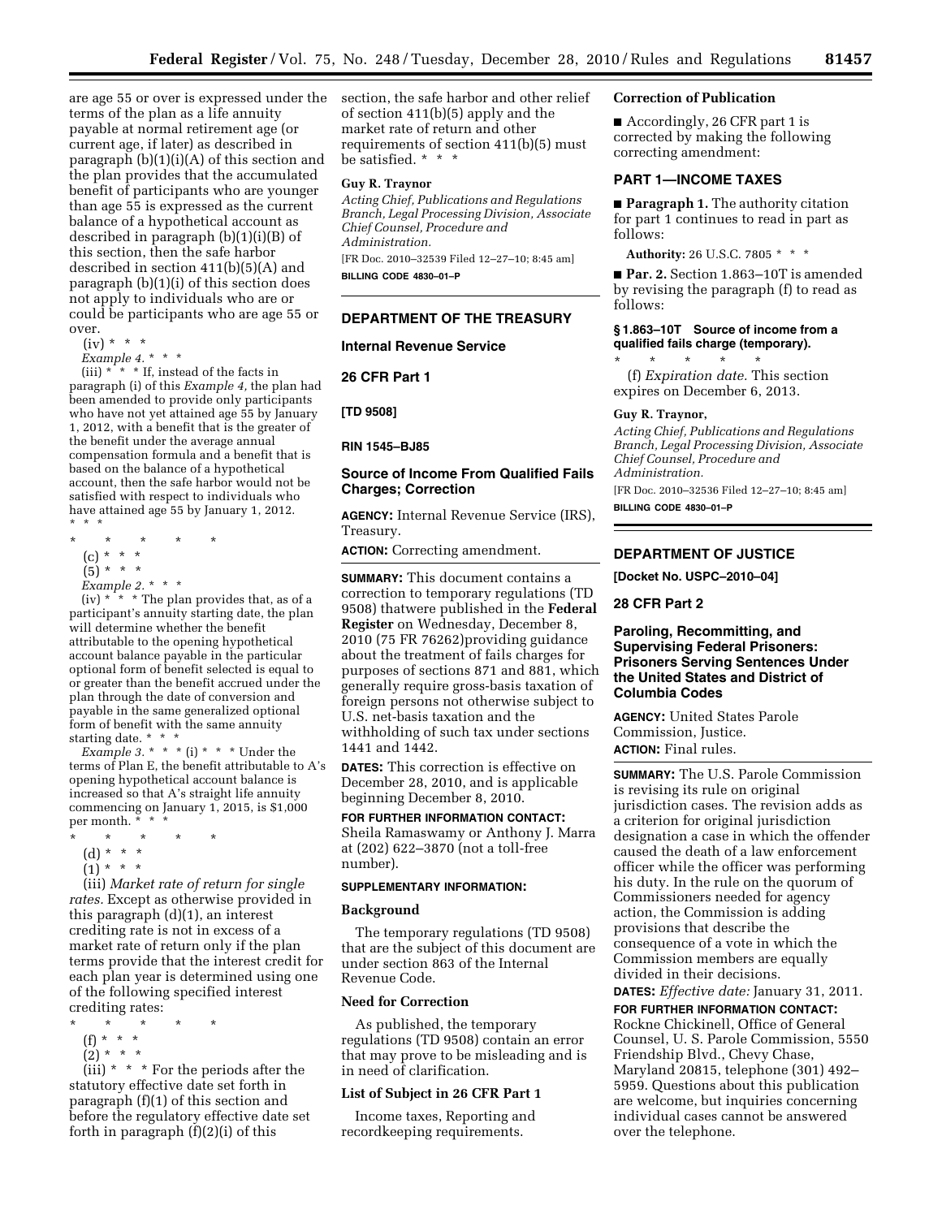are age 55 or over is expressed under the terms of the plan as a life annuity payable at normal retirement age (or current age, if later) as described in paragraph (b)(1)(i)(A) of this section and the plan provides that the accumulated benefit of participants who are younger than age 55 is expressed as the current balance of a hypothetical account as described in paragraph (b)(1)(i)(B) of this section, then the safe harbor described in section 411(b)(5)(A) and paragraph (b)(1)(i) of this section does not apply to individuals who are or could be participants who are age 55 or over.

(iv) * * *

*Example 4.* * * *

(iii) * * * If, instead of the facts in paragraph (i) of this *Example 4,* the plan had been amended to provide only participants who have not yet attained age 55 by January 1, 2012, with a benefit that is the greater of the benefit under the average annual compensation formula and a benefit that is based on the balance of a hypothetical account, then the safe harbor would not be satisfied with respect to individuals who have attained age 55 by January 1, 2012. * * *

\* \* \* \* \*

(c) * * *

(5) * * *

*Example 2.* * * *

(iv) * * * The plan provides that, as of a participant's annuity starting date, the plan will determine whether the benefit attributable to the opening hypothetical account balance payable in the particular optional form of benefit selected is equal to or greater than the benefit accrued under the plan through the date of conversion and payable in the same generalized optional form of benefit with the same annuity starting date. * * *

*Example 3.* * * * (i) * * * Under the terms of Plan E, the benefit attributable to A's opening hypothetical account balance is increased so that A's straight life annuity commencing on January 1, 2015, is $1,000 per month. * * *

\* \* \* \* \*

(d) * * *

(1) * * *

(iii) *Market rate of return for single rates.* Except as otherwise provided in this paragraph (d)(1), an interest crediting rate is not in excess of a market rate of return only if the plan terms provide that the interest credit for each plan year is determined using one of the following specified interest crediting rates:

\* \* \* \* \*

(f) * * *

(2) * * *

(iii) * * * For the periods after the statutory effective date set forth in paragraph (f)(1) of this section and before the regulatory effective date set forth in paragraph (f)(2)(i) of this section, the safe harbor and other relief of section 411(b)(5) apply and the market rate of return and other requirements of section 411(b)(5) must be satisfied. * * *

**Guy R. Traynor**

*Acting Chief, Publications and Regulations Branch, Legal Processing Division, Associate Chief Counsel, Procedure and Administration.*

[FR Doc. 2010–32539 Filed 12–27–10; 8:45 am]

**BILLING CODE 4830–01–P**

---

## DEPARTMENT OF THE TREASURY

### Internal Revenue Service

### 26 CFR Part 1

**[TD 9508]**

**RIN 1545–BJ85**

## Source of Income From Qualified Fails Charges; Correction

**AGENCY:** Internal Revenue Service (IRS), Treasury.

**ACTION:** Correcting amendment.

**SUMMARY:** This document contains a correction to temporary regulations (TD 9508) thatwere published in the **Federal Register** on Wednesday, December 8, 2010 (75 FR 76262)providing guidance about the treatment of fails charges for purposes of sections 871 and 881, which generally require gross-basis taxation of foreign persons not otherwise subject to U.S. net-basis taxation and the withholding of such tax under sections 1441 and 1442.

**DATES:** This correction is effective on December 28, 2010, and is applicable beginning December 8, 2010.

**FOR FURTHER INFORMATION CONTACT:** Sheila Ramaswamy or Anthony J. Marra at (202) 622–3870 (not a toll-free number).

**SUPPLEMENTARY INFORMATION:**

### Background

The temporary regulations (TD 9508) that are the subject of this document are under section 863 of the Internal Revenue Code.

### Need for Correction

As published, the temporary regulations (TD 9508) contain an error that may prove to be misleading and is in need of clarification.

### List of Subject in 26 CFR Part 1

Income taxes, Reporting and recordkeeping requirements.

### Correction of Publication

■ Accordingly, 26 CFR part 1 is corrected by making the following correcting amendment:

### PART 1—INCOME TAXES

■ **Paragraph 1.** The authority citation for part 1 continues to read in part as follows:

**Authority:** 26 U.S.C. 7805 * * *

■ **Par. 2.** Section 1.863–10T is amended by revising the paragraph (f) to read as follows:

#### § 1.863–10T Source of income from a qualified fails charge (temporary).

\* \* \* \* \*

(f) *Expiration date.* This section expires on December 6, 2013.

**Guy R. Traynor,**

*Acting Chief, Publications and Regulations Branch, Legal Processing Division, Associate Chief Counsel, Procedure and Administration.*

[FR Doc. 2010–32536 Filed 12–27–10; 8:45 am]

**BILLING CODE 4830–01–P**

---

## DEPARTMENT OF JUSTICE

**[Docket No. USPC–2010–04]**

### 28 CFR Part 2

## Paroling, Recommitting, and Supervising Federal Prisoners: Prisoners Serving Sentences Under the United States and District of Columbia Codes

**AGENCY:** United States Parole Commission, Justice.

**ACTION:** Final rules.

**SUMMARY:** The U.S. Parole Commission is revising its rule on original jurisdiction cases. The revision adds as a criterion for original jurisdiction designation a case in which the offender caused the death of a law enforcement officer while the officer was performing his duty. In the rule on the quorum of Commissioners needed for agency action, the Commission is adding provisions that describe the consequence of a vote in which the Commission members are equally divided in their decisions.

**DATES:** *Effective date:* January 31, 2011.

**FOR FURTHER INFORMATION CONTACT:** Rockne Chickinell, Office of General Counsel, U. S. Parole Commission, 5550 Friendship Blvd., Chevy Chase, Maryland 20815, telephone (301) 492–5959. Questions about this publication are welcome, but inquiries concerning individual cases cannot be answered over the telephone.